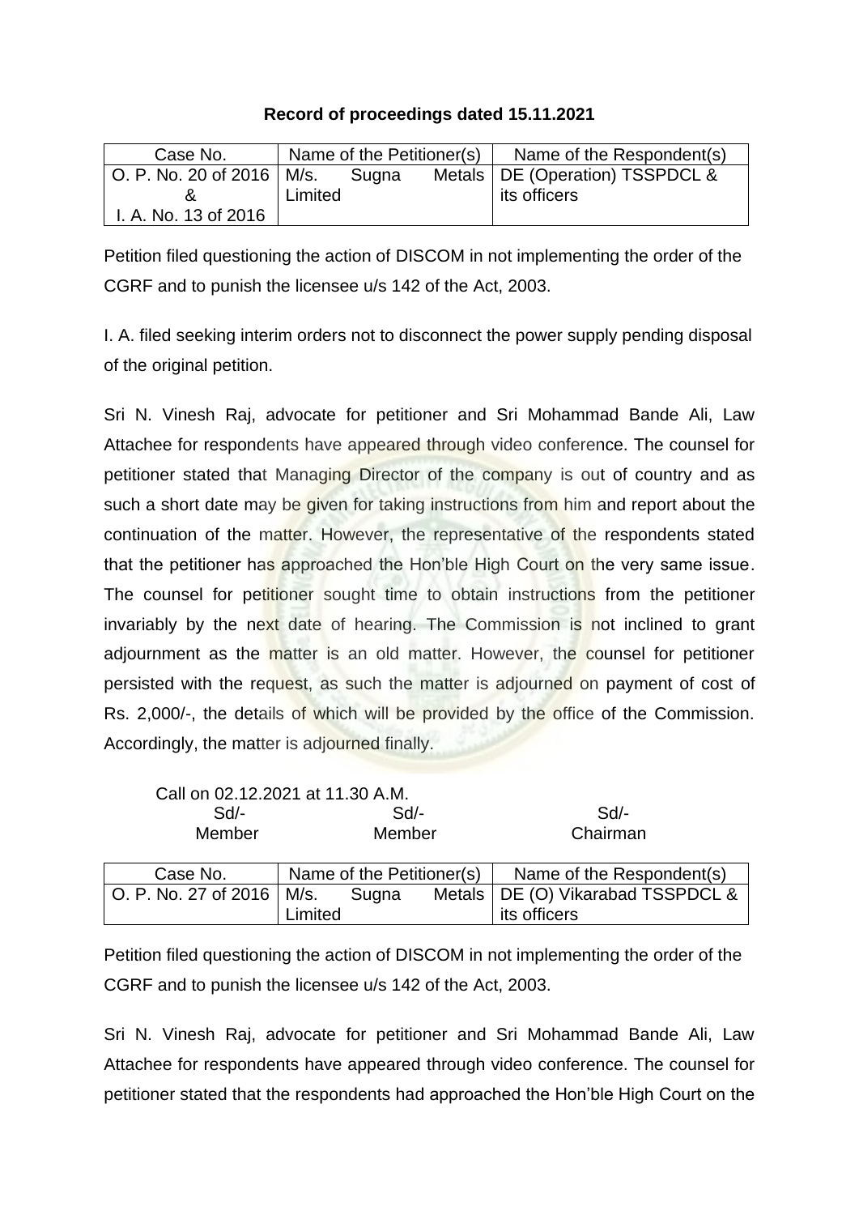**Record of proceedings dated 15.11.2021**

| Case No. | Name of the Petitioner(s) | Name of the Respondent(s) |
|---|---|---|
| O. P. No. 20 of 2016 & I. A. No. 13 of 2016 | M/s. Sugna Metals Limited | DE (Operation) TSSPDCL & its officers |

Petition filed questioning the action of DISCOM in not implementing the order of the CGRF and to punish the licensee u/s 142 of the Act, 2003.

I. A. filed seeking interim orders not to disconnect the power supply pending disposal of the original petition.

Sri N. Vinesh Raj, advocate for petitioner and Sri Mohammad Bande Ali, Law Attachee for respondents have appeared through video conference. The counsel for petitioner stated that Managing Director of the company is out of country and as such a short date may be given for taking instructions from him and report about the continuation of the matter. However, the representative of the respondents stated that the petitioner has approached the Hon'ble High Court on the very same issue. The counsel for petitioner sought time to obtain instructions from the petitioner invariably by the next date of hearing. The Commission is not inclined to grant adjournment as the matter is an old matter. However, the counsel for petitioner persisted with the request, as such the matter is adjourned on payment of cost of Rs. 2,000/-, the details of which will be provided by the office of the Commission. Accordingly, the matter is adjourned finally.

Call on 02.12.2021 at 11.30 A.M.

| Sd/- | Sd/- | Sd/- |
|---|---|---|
| Member | Member | Chairman |

| Case No. | Name of the Petitioner(s) | Name of the Respondent(s) |
|---|---|---|
| O. P. No. 27 of 2016 | M/s. Sugna Metals Limited | DE (O) Vikarabad TSSPDCL & its officers |

Petition filed questioning the action of DISCOM in not implementing the order of the CGRF and to punish the licensee u/s 142 of the Act, 2003.

Sri N. Vinesh Raj, advocate for petitioner and Sri Mohammad Bande Ali, Law Attachee for respondents have appeared through video conference. The counsel for petitioner stated that the respondents had approached the Hon'ble High Court on the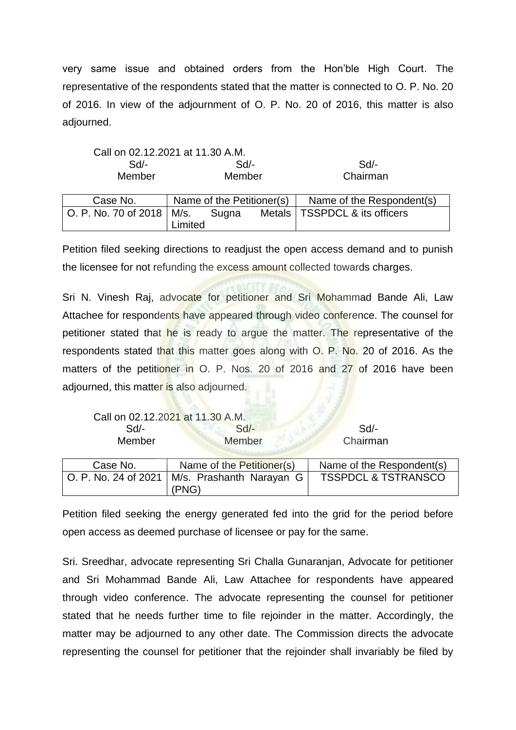very same issue and obtained orders from the Hon'ble High Court. The representative of the respondents stated that the matter is connected to O. P. No. 20 of 2016. In view of the adjournment of O. P. No. 20 of 2016, this matter is also adjourned.

Call on 02.12.2021 at 11.30 A.M.

| Sd/- | Sd/- | Sd/- |
|---|---|---|
| Member | Member | Chairman |

| Case No. | Name of the Petitioner(s) | Name of the Respondent(s) |
|---|---|---|
| O. P. No. 70 of 2018 | M/s. Sugna Metals Limited | TSSPDCL & its officers |

Petition filed seeking directions to readjust the open access demand and to punish the licensee for not refunding the excess amount collected towards charges.

Sri N. Vinesh Raj, advocate for petitioner and Sri Mohammad Bande Ali, Law Attachee for respondents have appeared through video conference. The counsel for petitioner stated that he is ready to argue the matter. The representative of the respondents stated that this matter goes along with O. P. No. 20 of 2016. As the matters of the petitioner in O. P. Nos. 20 of 2016 and 27 of 2016 have been adjourned, this matter is also adjourned.

Call on 02.12.2021 at 11.30 A.M.

| Sd/- | Sd/- | Sd/- |
|---|---|---|
| Member | Member | Chairman |

| Case No. | Name of the Petitioner(s) | Name of the Respondent(s) |
|---|---|---|
| O. P. No. 24 of 2021 | M/s. Prashanth Narayan G (PNG) | TSSPDCL & TSTRANSCO |

Petition filed seeking the energy generated fed into the grid for the period before open access as deemed purchase of licensee or pay for the same.

Sri. Sreedhar, advocate representing Sri Challa Gunaranjan, Advocate for petitioner and Sri Mohammad Bande Ali, Law Attachee for respondents have appeared through video conference. The advocate representing the counsel for petitioner stated that he needs further time to file rejoinder in the matter. Accordingly, the matter may be adjourned to any other date. The Commission directs the advocate representing the counsel for petitioner that the rejoinder shall invariably be filed by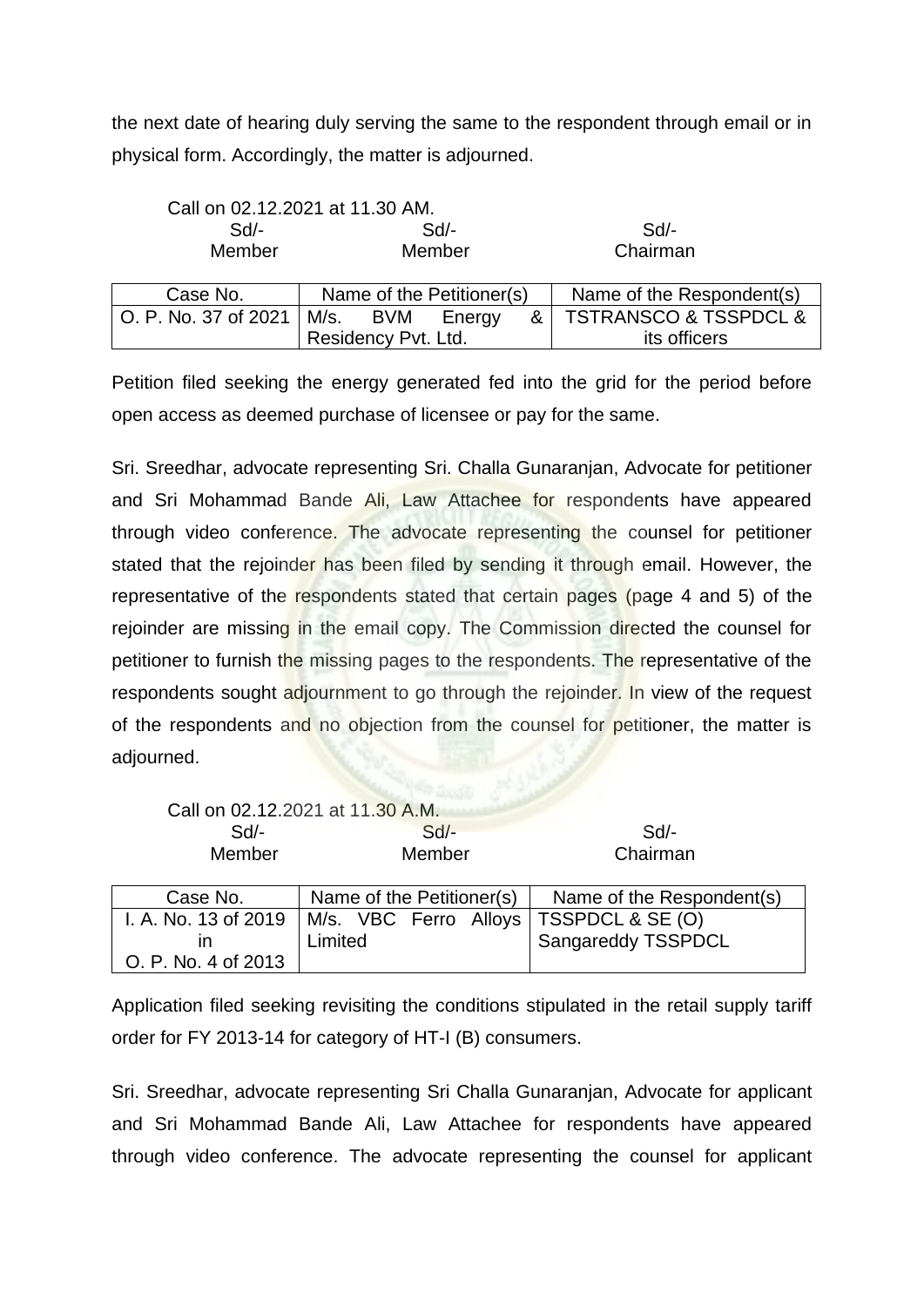the next date of hearing duly serving the same to the respondent through email or in physical form. Accordingly, the matter is adjourned.

Call on 02.12.2021 at 11.30 AM.

| Sd/- | Sd/- | Sd/- |
|---|---|---|
| Member | Member | Chairman |

| Case No. | Name of the Petitioner(s) | Name of the Respondent(s) |
|---|---|---|
| O. P. No. 37 of 2021 | M/s. BVM Energy & Residency Pvt. Ltd. | TSTRANSCO & TSSPDCL & its officers |

Petition filed seeking the energy generated fed into the grid for the period before open access as deemed purchase of licensee or pay for the same.

Sri. Sreedhar, advocate representing Sri. Challa Gunaranjan, Advocate for petitioner and Sri Mohammad Bande Ali, Law Attachee for respondents have appeared through video conference. The advocate representing the counsel for petitioner stated that the rejoinder has been filed by sending it through email. However, the representative of the respondents stated that certain pages (page 4 and 5) of the rejoinder are missing in the email copy. The Commission directed the counsel for petitioner to furnish the missing pages to the respondents. The representative of the respondents sought adjournment to go through the rejoinder. In view of the request of the respondents and no objection from the counsel for petitioner, the matter is adjourned.

Call on 02.12.2021 at 11.30 A.M.

| Sd/- | Sd/- | Sd/- |
|---|---|---|
| Member | Member | Chairman |

| Case No. | Name of the Petitioner(s) | Name of the Respondent(s) |
|---|---|---|
| I. A. No. 13 of 2019 in O. P. No. 4 of 2013 | M/s. VBC Ferro Alloys Limited | TSSPDCL & SE (O) Sangareddy TSSPDCL |

Application filed seeking revisiting the conditions stipulated in the retail supply tariff order for FY 2013-14 for category of HT-I (B) consumers.

Sri. Sreedhar, advocate representing Sri Challa Gunaranjan, Advocate for applicant and Sri Mohammad Bande Ali, Law Attachee for respondents have appeared through video conference. The advocate representing the counsel for applicant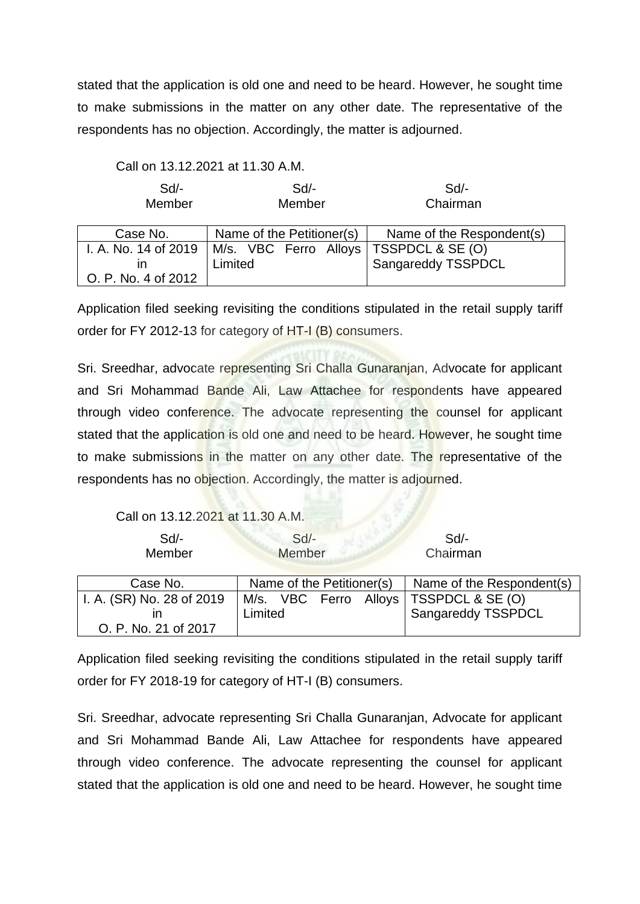stated that the application is old one and need to be heard. However, he sought time to make submissions in the matter on any other date. The representative of the respondents has no objection. Accordingly, the matter is adjourned.

Call on 13.12.2021 at 11.30 A.M.

| Sd/- | Sd/- | Sd/- |
|---|---|---|
| Member | Member | Chairman |

| Case No. | Name of the Petitioner(s) | Name of the Respondent(s) |
|---|---|---|
| I. A. No. 14 of 2019 in O. P. No. 4 of 2012 | M/s. VBC Ferro Alloys Limited | TSSPDCL & SE (O) Sangareddy TSSPDCL |

Application filed seeking revisiting the conditions stipulated in the retail supply tariff order for FY 2012-13 for category of HT-I (B) consumers.

Sri. Sreedhar, advocate representing Sri Challa Gunaranjan, Advocate for applicant and Sri Mohammad Bande Ali, Law Attachee for respondents have appeared through video conference. The advocate representing the counsel for applicant stated that the application is old one and need to be heard. However, he sought time to make submissions in the matter on any other date. The representative of the respondents has no objection. Accordingly, the matter is adjourned.

Call on 13.12.2021 at 11.30 A.M.

| Sd/- | Sd/- | Sd/- |
|---|---|---|
| Member | Member | Chairman |

| Case No. | Name of the Petitioner(s) | Name of the Respondent(s) |
|---|---|---|
| I. A. (SR) No. 28 of 2019 in O. P. No. 21 of 2017 | M/s. VBC Ferro Alloys Limited | TSSPDCL & SE (O) Sangareddy TSSPDCL |

Application filed seeking revisiting the conditions stipulated in the retail supply tariff order for FY 2018-19 for category of HT-I (B) consumers.

Sri. Sreedhar, advocate representing Sri Challa Gunaranjan, Advocate for applicant and Sri Mohammad Bande Ali, Law Attachee for respondents have appeared through video conference. The advocate representing the counsel for applicant stated that the application is old one and need to be heard. However, he sought time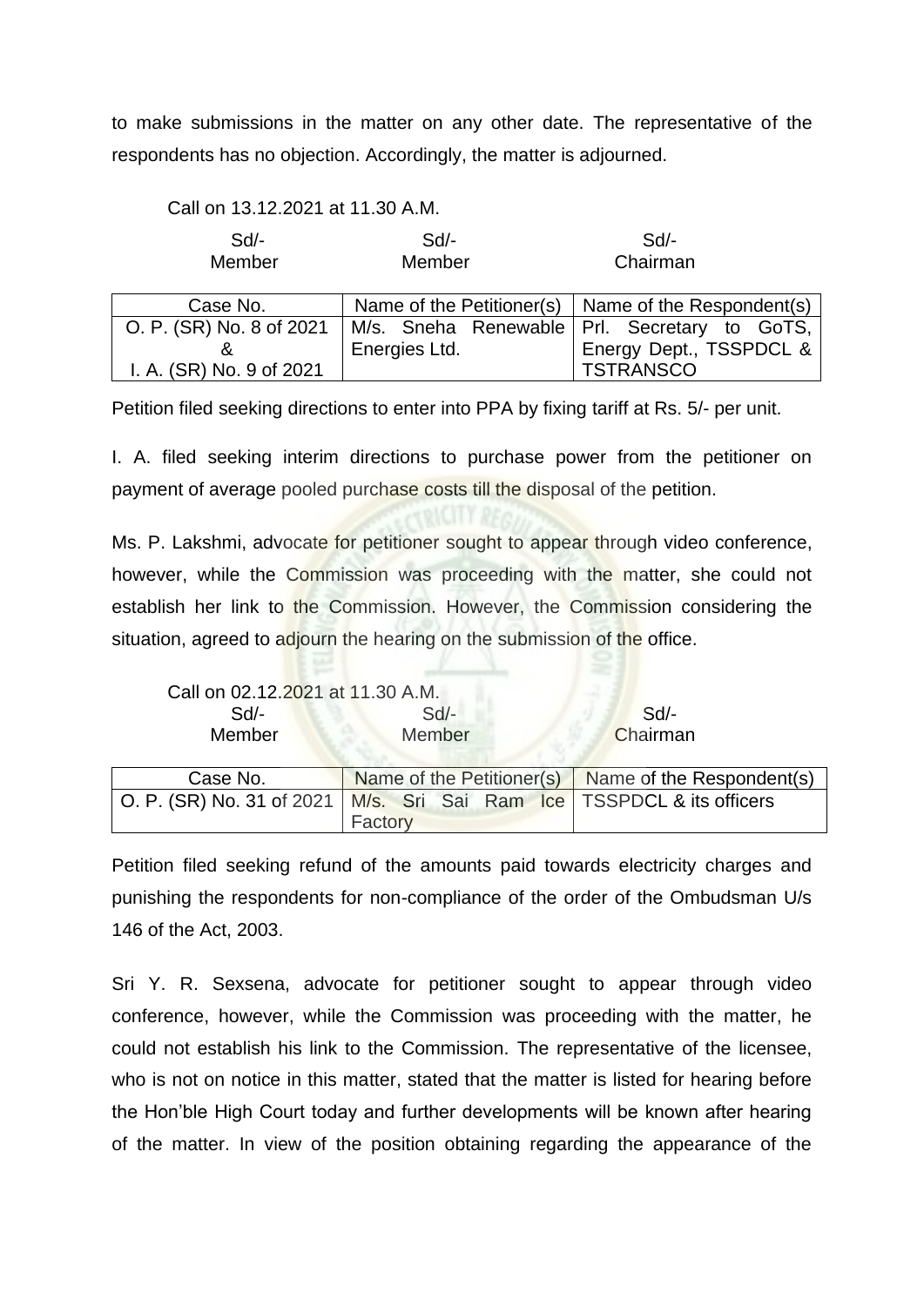to make submissions in the matter on any other date. The representative of the respondents has no objection. Accordingly, the matter is adjourned.

Call on 13.12.2021 at 11.30 A.M.

| Sd/- | Sd/- | Sd/- |
|---|---|---|
| Member | Member | Chairman |

| Case No. | Name of the Petitioner(s) | Name of the Respondent(s) |
|---|---|---|
| O. P. (SR) No. 8 of 2021 & I. A. (SR) No. 9 of 2021 | M/s. Sneha Renewable Energies Ltd. | Prl. Secretary to GoTS, Energy Dept., TSSPDCL & TSTRANSCO |

Petition filed seeking directions to enter into PPA by fixing tariff at Rs. 5/- per unit.

I. A. filed seeking interim directions to purchase power from the petitioner on payment of average pooled purchase costs till the disposal of the petition.

Ms. P. Lakshmi, advocate for petitioner sought to appear through video conference, however, while the Commission was proceeding with the matter, she could not establish her link to the Commission. However, the Commission considering the situation, agreed to adjourn the hearing on the submission of the office.

Call on 02.12.2021 at 11.30 A.M.

| Sd/- | Sd/- | Sd/- |
|---|---|---|
| Member | Member | Chairman |

| Case No. | Name of the Petitioner(s) | Name of the Respondent(s) |
|---|---|---|
| O. P. (SR) No. 31 of 2021 | M/s. Sri Sai Ram Ice Factory | TSSPDCL & its officers |

Petition filed seeking refund of the amounts paid towards electricity charges and punishing the respondents for non-compliance of the order of the Ombudsman U/s 146 of the Act, 2003.

Sri Y. R. Sexsena, advocate for petitioner sought to appear through video conference, however, while the Commission was proceeding with the matter, he could not establish his link to the Commission. The representative of the licensee, who is not on notice in this matter, stated that the matter is listed for hearing before the Hon'ble High Court today and further developments will be known after hearing of the matter. In view of the position obtaining regarding the appearance of the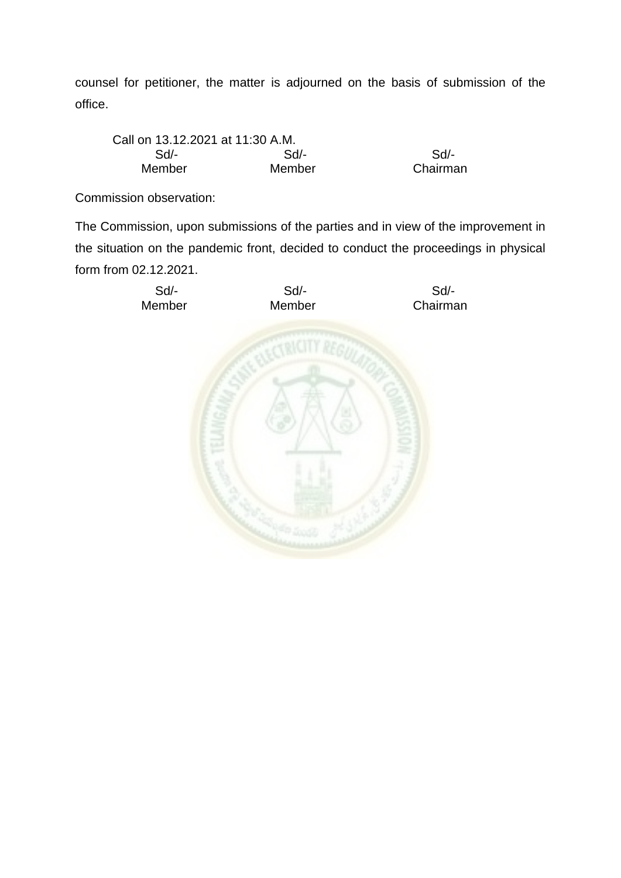counsel for petitioner, the matter is adjourned on the basis of submission of the office.

Call on 13.12.2021 at 11:30 A.M.

| | | |
|---|---|---|
| Sd/- | Sd/- | Sd/- |
| Member | Member | Chairman |

Commission observation:

The Commission, upon submissions of the parties and in view of the improvement in the situation on the pandemic front, decided to conduct the proceedings in physical form from 02.12.2021.

| | | |
|---|---|---|
| Sd/- | Sd/- | Sd/- |
| Member | Member | Chairman |